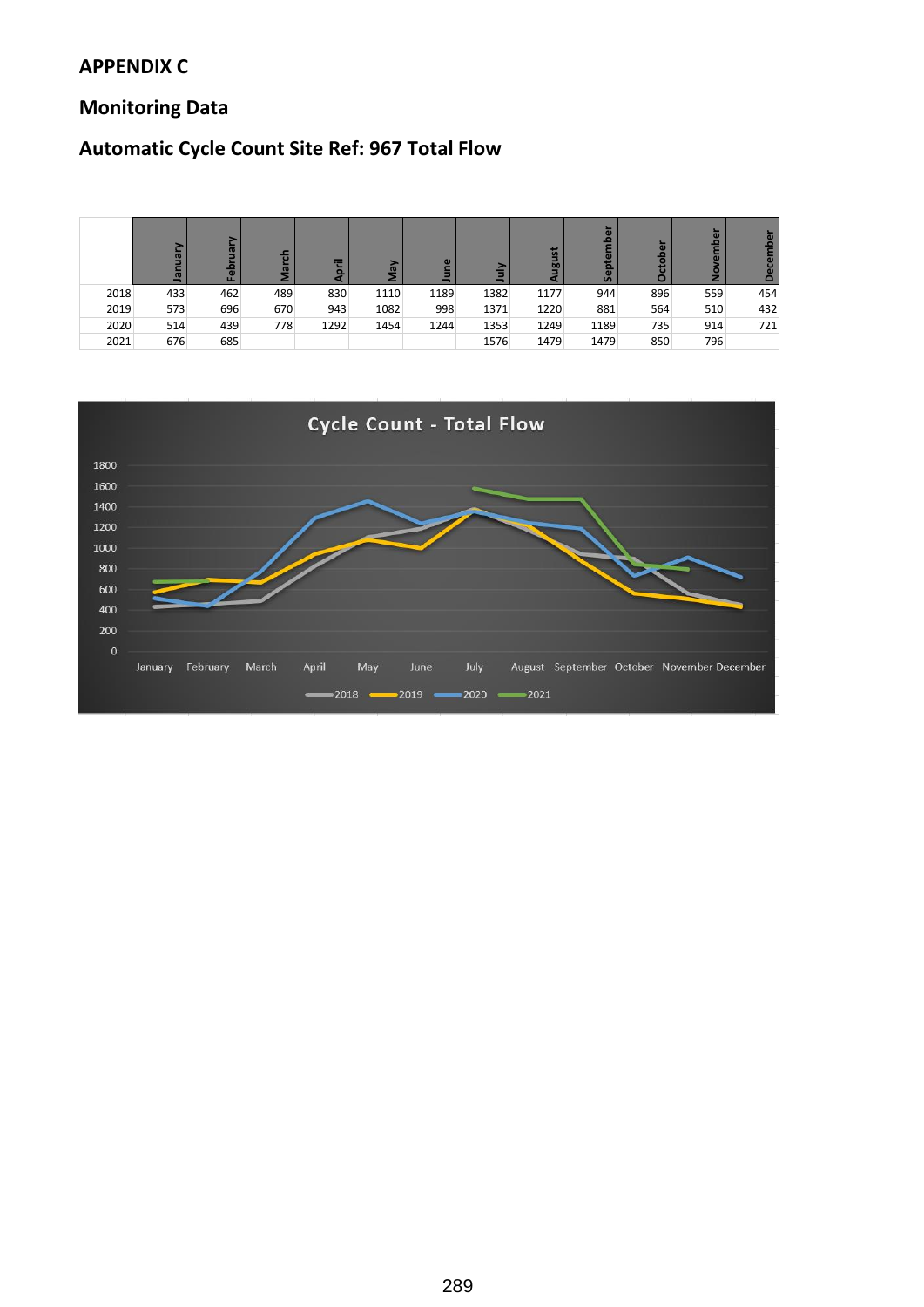## APPENDIX C

## Monitoring Data

## Automatic Cycle Count Site Ref: 967 Total Flow

| | January | February | March | April | May | June | July | August | September | October | November | December |
|---|---|---|---|---|---|---|---|---|---|---|---|---|
| 2018 | 433 | 462 | 489 | 830 | 1110 | 1189 | 1382 | 1177 | 944 | 896 | 559 | 454 |
| 2019 | 573 | 696 | 670 | 943 | 1082 | 998 | 1371 | 1220 | 881 | 564 | 510 | 432 |
| 2020 | 514 | 439 | 778 | 1292 | 1454 | 1244 | 1353 | 1249 | 1189 | 735 | 914 | 721 |
| 2021 | 676 | 685 | | | | | 1576 | 1479 | 1479 | 850 | 796 | |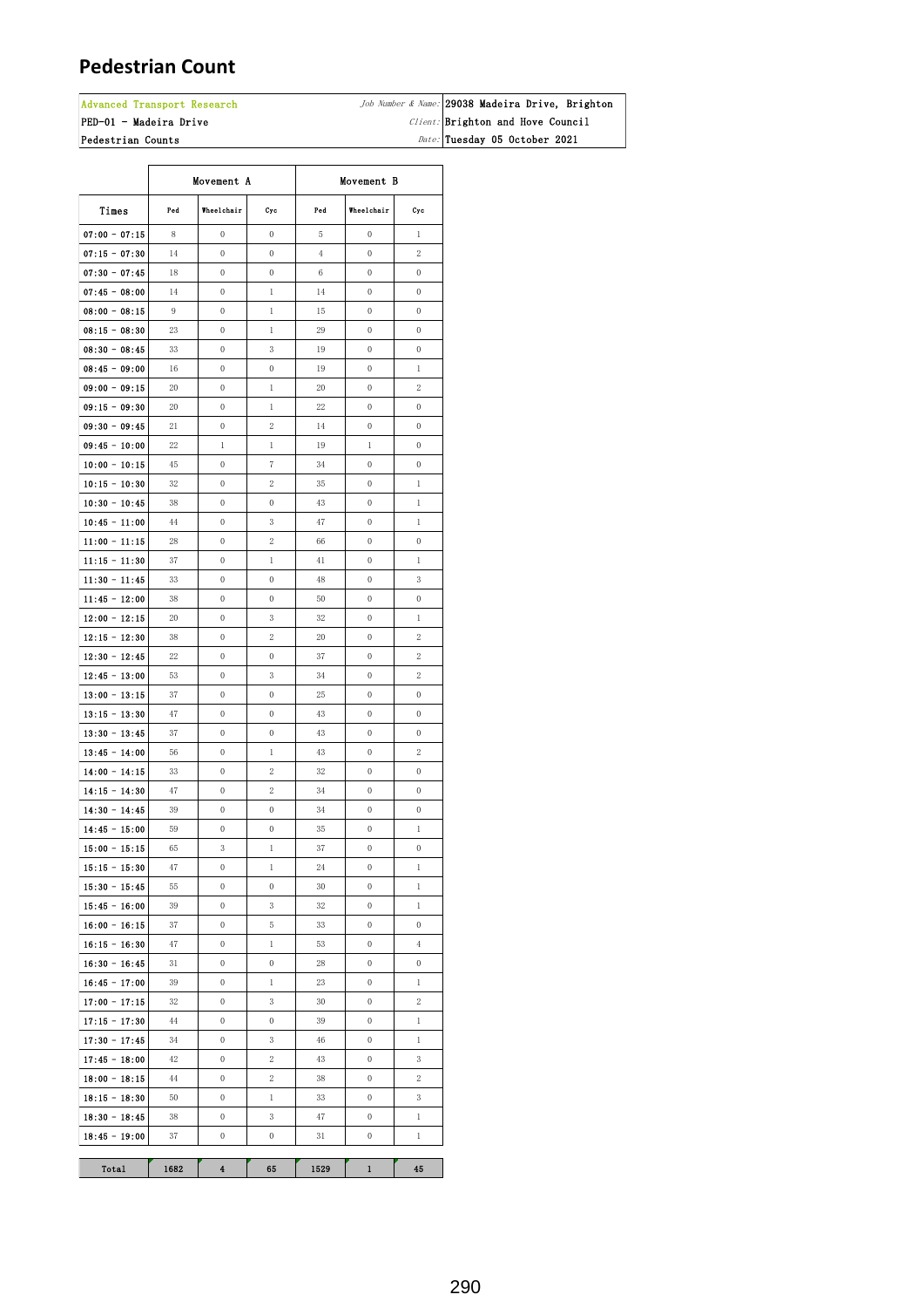# Pedestrian Count

| | | | |
|---|---|---|---|
| Advanced Transport Research | | *Job Number & Name:* | 29038 Madeira Drive, Brighton |
| PED-01 - Madeira Drive | | *Client:* | Brighton and Hove Council |
| Pedestrian Counts | | *Date:* | Tuesday 05 October 2021 |

| | Movement A | | | Movement B | | |
|---|---|---|---|---|---|---|
| Times | Ped | Wheelchair | Cyc | Ped | Wheelchair | Cyc |
| 07:00 - 07:15 | 8 | 0 | 0 | 5 | 0 | 1 |
| 07:15 - 07:30 | 14 | 0 | 0 | 4 | 0 | 2 |
| 07:30 - 07:45 | 18 | 0 | 0 | 6 | 0 | 0 |
| 07:45 - 08:00 | 14 | 0 | 1 | 14 | 0 | 0 |
| 08:00 - 08:15 | 9 | 0 | 1 | 15 | 0 | 0 |
| 08:15 - 08:30 | 23 | 0 | 1 | 29 | 0 | 0 |
| 08:30 - 08:45 | 33 | 0 | 3 | 19 | 0 | 0 |
| 08:45 - 09:00 | 16 | 0 | 0 | 19 | 0 | 1 |
| 09:00 - 09:15 | 20 | 0 | 1 | 20 | 0 | 2 |
| 09:15 - 09:30 | 20 | 0 | 1 | 22 | 0 | 0 |
| 09:30 - 09:45 | 21 | 0 | 2 | 14 | 0 | 0 |
| 09:45 - 10:00 | 22 | 1 | 1 | 19 | 1 | 0 |
| 10:00 - 10:15 | 45 | 0 | 7 | 34 | 0 | 0 |
| 10:15 - 10:30 | 32 | 0 | 2 | 35 | 0 | 1 |
| 10:30 - 10:45 | 38 | 0 | 0 | 43 | 0 | 1 |
| 10:45 - 11:00 | 44 | 0 | 3 | 47 | 0 | 1 |
| 11:00 - 11:15 | 28 | 0 | 2 | 66 | 0 | 0 |
| 11:15 - 11:30 | 37 | 0 | 1 | 41 | 0 | 1 |
| 11:30 - 11:45 | 33 | 0 | 0 | 48 | 0 | 3 |
| 11:45 - 12:00 | 38 | 0 | 0 | 50 | 0 | 0 |
| 12:00 - 12:15 | 20 | 0 | 3 | 32 | 0 | 1 |
| 12:15 - 12:30 | 38 | 0 | 2 | 20 | 0 | 2 |
| 12:30 - 12:45 | 22 | 0 | 0 | 37 | 0 | 2 |
| 12:45 - 13:00 | 53 | 0 | 3 | 34 | 0 | 2 |
| 13:00 - 13:15 | 37 | 0 | 0 | 25 | 0 | 0 |
| 13:15 - 13:30 | 47 | 0 | 0 | 43 | 0 | 0 |
| 13:30 - 13:45 | 37 | 0 | 0 | 43 | 0 | 0 |
| 13:45 - 14:00 | 56 | 0 | 1 | 43 | 0 | 2 |
| 14:00 - 14:15 | 33 | 0 | 2 | 32 | 0 | 0 |
| 14:15 - 14:30 | 47 | 0 | 2 | 34 | 0 | 0 |
| 14:30 - 14:45 | 39 | 0 | 0 | 34 | 0 | 0 |
| 14:45 - 15:00 | 59 | 0 | 0 | 35 | 0 | 1 |
| 15:00 - 15:15 | 65 | 3 | 1 | 37 | 0 | 0 |
| 15:15 - 15:30 | 47 | 0 | 1 | 24 | 0 | 1 |
| 15:30 - 15:45 | 55 | 0 | 0 | 30 | 0 | 1 |
| 15:45 - 16:00 | 39 | 0 | 3 | 32 | 0 | 1 |
| 16:00 - 16:15 | 37 | 0 | 5 | 33 | 0 | 0 |
| 16:15 - 16:30 | 47 | 0 | 1 | 53 | 0 | 4 |
| 16:30 - 16:45 | 31 | 0 | 0 | 28 | 0 | 0 |
| 16:45 - 17:00 | 39 | 0 | 1 | 23 | 0 | 1 |
| 17:00 - 17:15 | 32 | 0 | 3 | 30 | 0 | 2 |
| 17:15 - 17:30 | 44 | 0 | 0 | 39 | 0 | 1 |
| 17:30 - 17:45 | 34 | 0 | 3 | 46 | 0 | 1 |
| 17:45 - 18:00 | 42 | 0 | 2 | 43 | 0 | 3 |
| 18:00 - 18:15 | 44 | 0 | 2 | 38 | 0 | 2 |
| 18:15 - 18:30 | 50 | 0 | 1 | 33 | 0 | 3 |
| 18:30 - 18:45 | 38 | 0 | 3 | 47 | 0 | 1 |
| 18:45 - 19:00 | 37 | 0 | 0 | 31 | 0 | 1 |
| **Total** | **1682** | **4** | **65** | **1529** | **1** | **45** |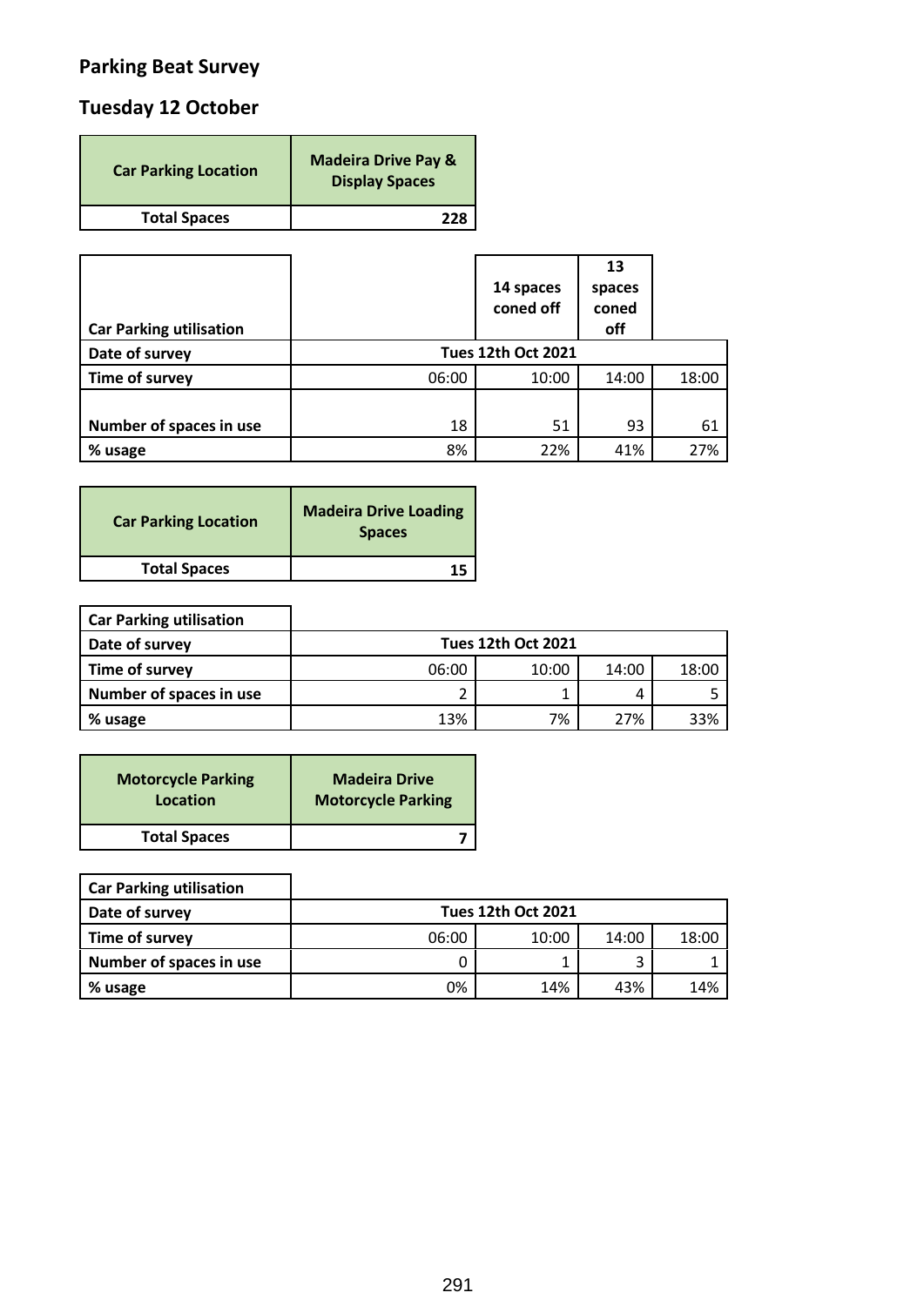## Parking Beat Survey

## Tuesday 12 October

| Car Parking Location | Madeira Drive Pay & Display Spaces |
|---|---|
| Total Spaces | 228 |

| Car Parking utilisation | | 14 spaces coned off | 13 spaces coned off | |
|---|---|---|---|---|
| Date of survey | Tues 12th Oct 2021 | | | |
| Time of survey | 06:00 | 10:00 | 14:00 | 18:00 |
| Number of spaces in use | 18 | 51 | 93 | 61 |
| % usage | 8% | 22% | 41% | 27% |

| Car Parking Location | Madeira Drive Loading Spaces |
|---|---|
| Total Spaces | 15 |

| Car Parking utilisation | | | | |
|---|---|---|---|---|
| Date of survey | Tues 12th Oct 2021 | | | |
| Time of survey | 06:00 | 10:00 | 14:00 | 18:00 |
| Number of spaces in use | 2 | 1 | 4 | 5 |
| % usage | 13% | 7% | 27% | 33% |

| Motorcycle Parking Location | Madeira Drive Motorcycle Parking |
|---|---|
| Total Spaces | 7 |

| Car Parking utilisation | | | | |
|---|---|---|---|---|
| Date of survey | Tues 12th Oct 2021 | | | |
| Time of survey | 06:00 | 10:00 | 14:00 | 18:00 |
| Number of spaces in use | 0 | 1 | 3 | 1 |
| % usage | 0% | 14% | 43% | 14% |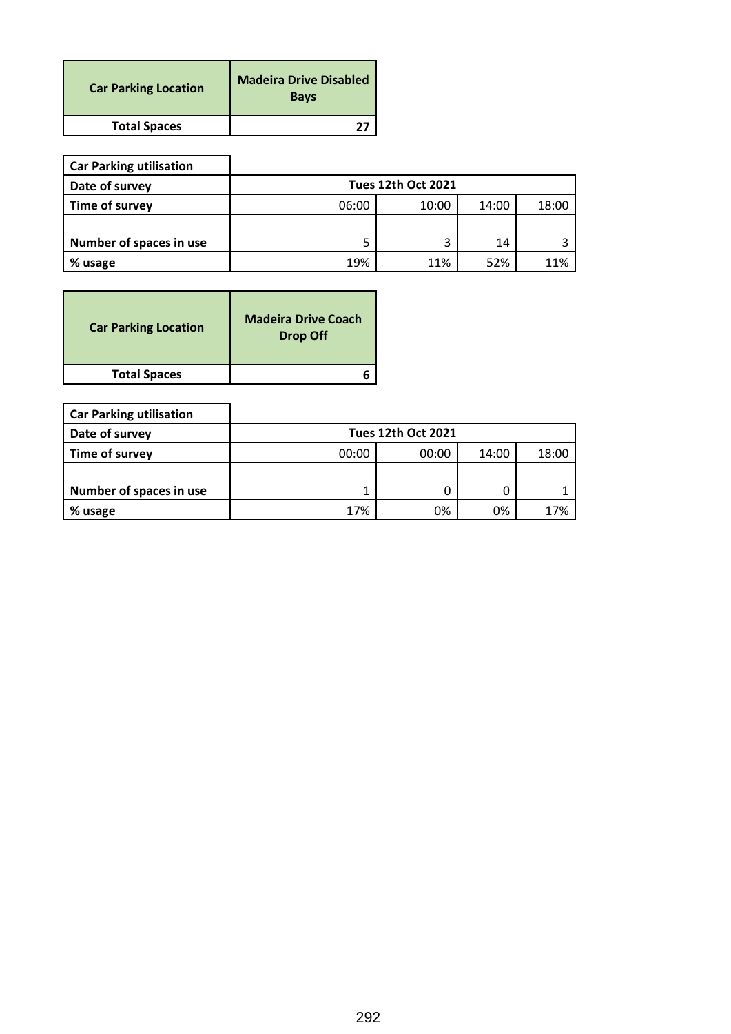| Car Parking Location | Madeira Drive Disabled Bays |
|---|---|
| Total Spaces | 27 |

| Car Parking utilisation | | | | |
|---|---|---|---|---|
| Date of survey | Tues 12th Oct 2021 | | | |
| Time of survey | 06:00 | 10:00 | 14:00 | 18:00 |
| Number of spaces in use | 5 | 3 | 14 | 3 |
| % usage | 19% | 11% | 52% | 11% |

| Car Parking Location | Madeira Drive Coach Drop Off |
|---|---|
| Total Spaces | 6 |

| Car Parking utilisation | | | | |
|---|---|---|---|---|
| Date of survey | Tues 12th Oct 2021 | | | |
| Time of survey | 00:00 | 00:00 | 14:00 | 18:00 |
| Number of spaces in use | 1 | 0 | 0 | 1 |
| % usage | 17% | 0% | 0% | 17% |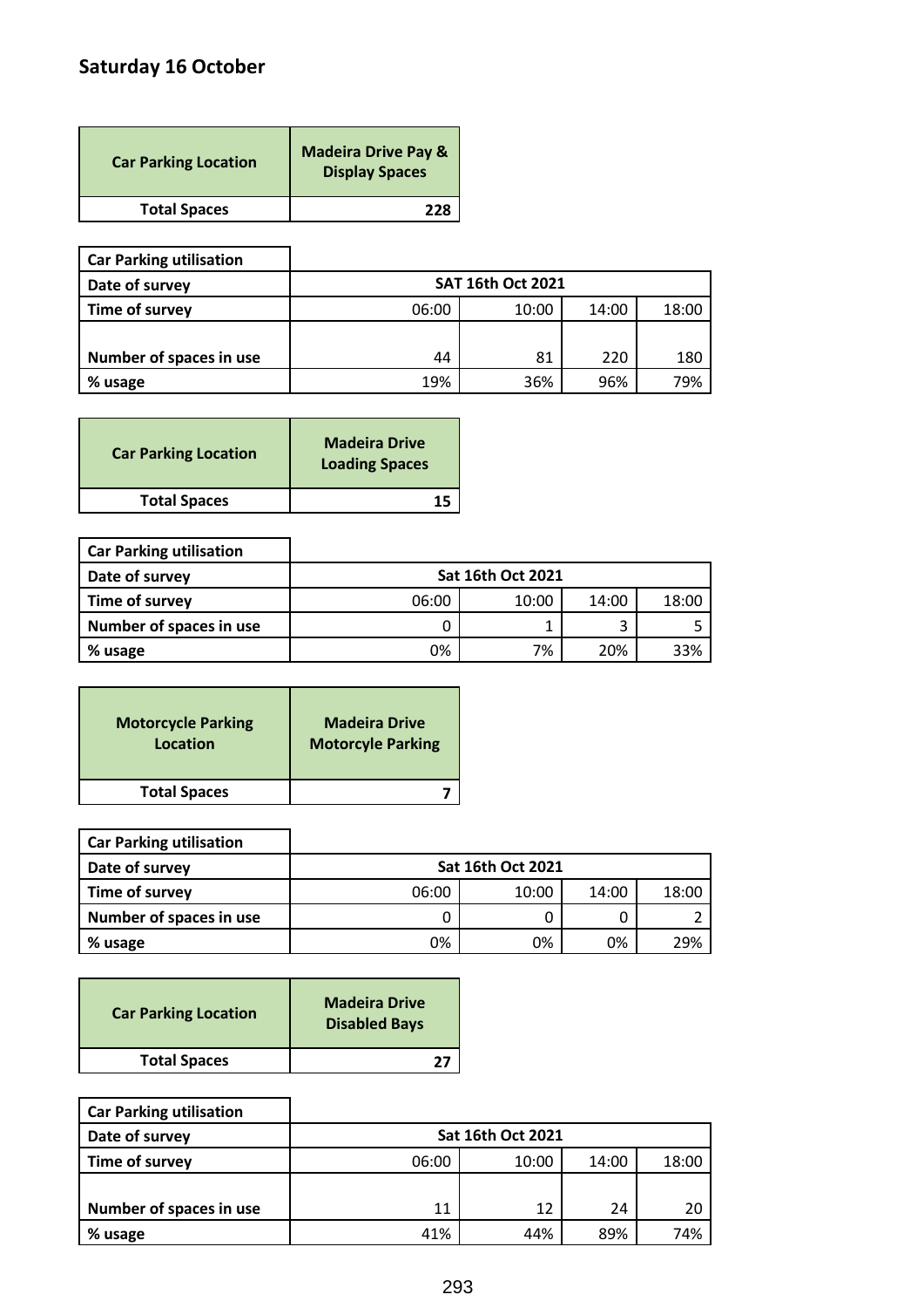## Saturday 16 October

| Car Parking Location | Madeira Drive Pay & Display Spaces |
|---|---|
| Total Spaces | 228 |

| Car Parking utilisation | | | | |
|---|---|---|---|---|
| Date of survey | SAT 16th Oct 2021 | | | |
| Time of survey | 06:00 | 10:00 | 14:00 | 18:00 |
| Number of spaces in use | 44 | 81 | 220 | 180 |
| % usage | 19% | 36% | 96% | 79% |

| Car Parking Location | Madeira Drive Loading Spaces |
|---|---|
| Total Spaces | 15 |

| Car Parking utilisation | | | | |
|---|---|---|---|---|
| Date of survey | Sat 16th Oct 2021 | | | |
| Time of survey | 06:00 | 10:00 | 14:00 | 18:00 |
| Number of spaces in use | 0 | 1 | 3 | 5 |
| % usage | 0% | 7% | 20% | 33% |

| Motorcycle Parking Location | Madeira Drive Motorcyle Parking |
|---|---|
| Total Spaces | 7 |

| Car Parking utilisation | | | | |
|---|---|---|---|---|
| Date of survey | Sat 16th Oct 2021 | | | |
| Time of survey | 06:00 | 10:00 | 14:00 | 18:00 |
| Number of spaces in use | 0 | 0 | 0 | 2 |
| % usage | 0% | 0% | 0% | 29% |

| Car Parking Location | Madeira Drive Disabled Bays |
|---|---|
| Total Spaces | 27 |

| Car Parking utilisation | | | | |
|---|---|---|---|---|
| Date of survey | Sat 16th Oct 2021 | | | |
| Time of survey | 06:00 | 10:00 | 14:00 | 18:00 |
| Number of spaces in use | 11 | 12 | 24 | 20 |
| % usage | 41% | 44% | 89% | 74% |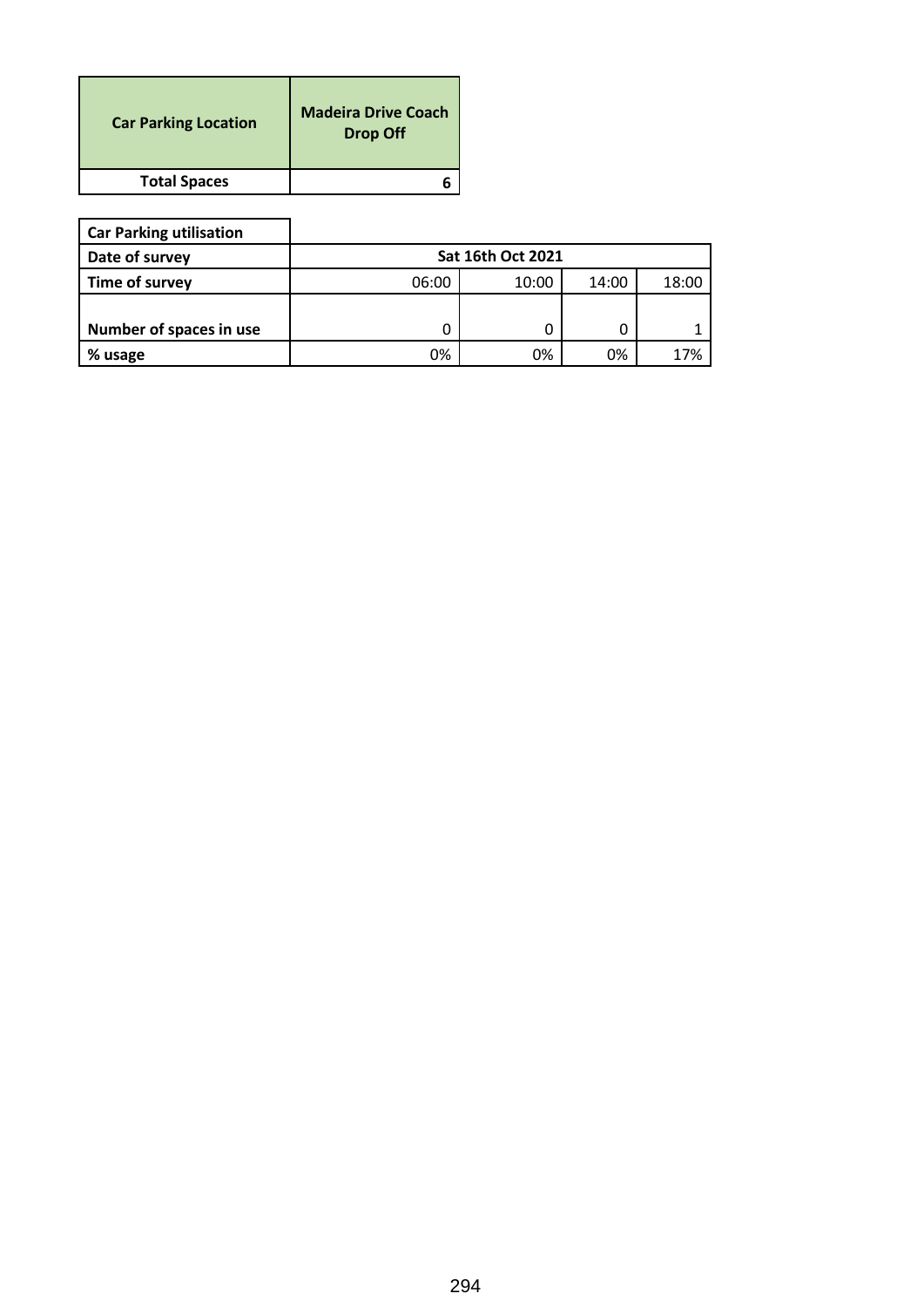| Car Parking Location | Madeira Drive Coach Drop Off |
|---|---|
| Total Spaces | 6 |

| Car Parking utilisation | | | | |
|---|---|---|---|---|
| Date of survey | Sat 16th Oct 2021 | | | |
| Time of survey | 06:00 | 10:00 | 14:00 | 18:00 |
| Number of spaces in use | 0 | 0 | 0 | 1 |
| % usage | 0% | 0% | 0% | 17% |